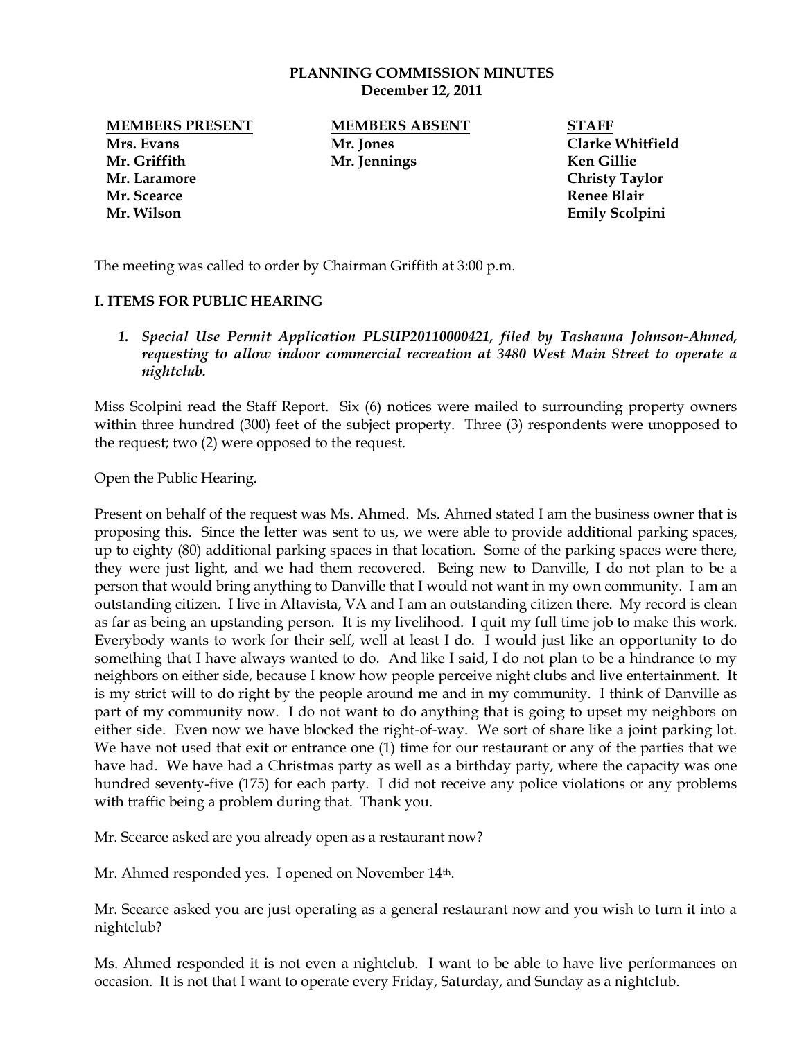**PLANNING COMMISSION MINUTES**
**December 12, 2011**

| MEMBERS PRESENT | MEMBERS ABSENT | STAFF |
|---|---|---|
| Mrs. Evans | Mr. Jones | Clarke Whitfield |
| Mr. Griffith | Mr. Jennings | Ken Gillie |
| Mr. Laramore | | Christy Taylor |
| Mr. Scearce | | Renee Blair |
| Mr. Wilson | | Emily Scolpini |

The meeting was called to order by Chairman Griffith at 3:00 p.m.

## I. ITEMS FOR PUBLIC HEARING

1. ***Special Use Permit Application PLSUP20110000421, filed by Tashauna Johnson-Ahmed, requesting to allow indoor commercial recreation at 3480 West Main Street to operate a nightclub.***

Miss Scolpini read the Staff Report. Six (6) notices were mailed to surrounding property owners within three hundred (300) feet of the subject property. Three (3) respondents were unopposed to the request; two (2) were opposed to the request.

Open the Public Hearing.

Present on behalf of the request was Ms. Ahmed. Ms. Ahmed stated I am the business owner that is proposing this. Since the letter was sent to us, we were able to provide additional parking spaces, up to eighty (80) additional parking spaces in that location. Some of the parking spaces were there, they were just light, and we had them recovered. Being new to Danville, I do not plan to be a person that would bring anything to Danville that I would not want in my own community. I am an outstanding citizen. I live in Altavista, VA and I am an outstanding citizen there. My record is clean as far as being an upstanding person. It is my livelihood. I quit my full time job to make this work. Everybody wants to work for their self, well at least I do. I would just like an opportunity to do something that I have always wanted to do. And like I said, I do not plan to be a hindrance to my neighbors on either side, because I know how people perceive night clubs and live entertainment. It is my strict will to do right by the people around me and in my community. I think of Danville as part of my community now. I do not want to do anything that is going to upset my neighbors on either side. Even now we have blocked the right-of-way. We sort of share like a joint parking lot. We have not used that exit or entrance one (1) time for our restaurant or any of the parties that we have had. We have had a Christmas party as well as a birthday party, where the capacity was one hundred seventy-five (175) for each party. I did not receive any police violations or any problems with traffic being a problem during that. Thank you.

Mr. Scearce asked are you already open as a restaurant now?

Mr. Ahmed responded yes. I opened on November 14th.

Mr. Scearce asked you are just operating as a general restaurant now and you wish to turn it into a nightclub?

Ms. Ahmed responded it is not even a nightclub. I want to be able to have live performances on occasion. It is not that I want to operate every Friday, Saturday, and Sunday as a nightclub.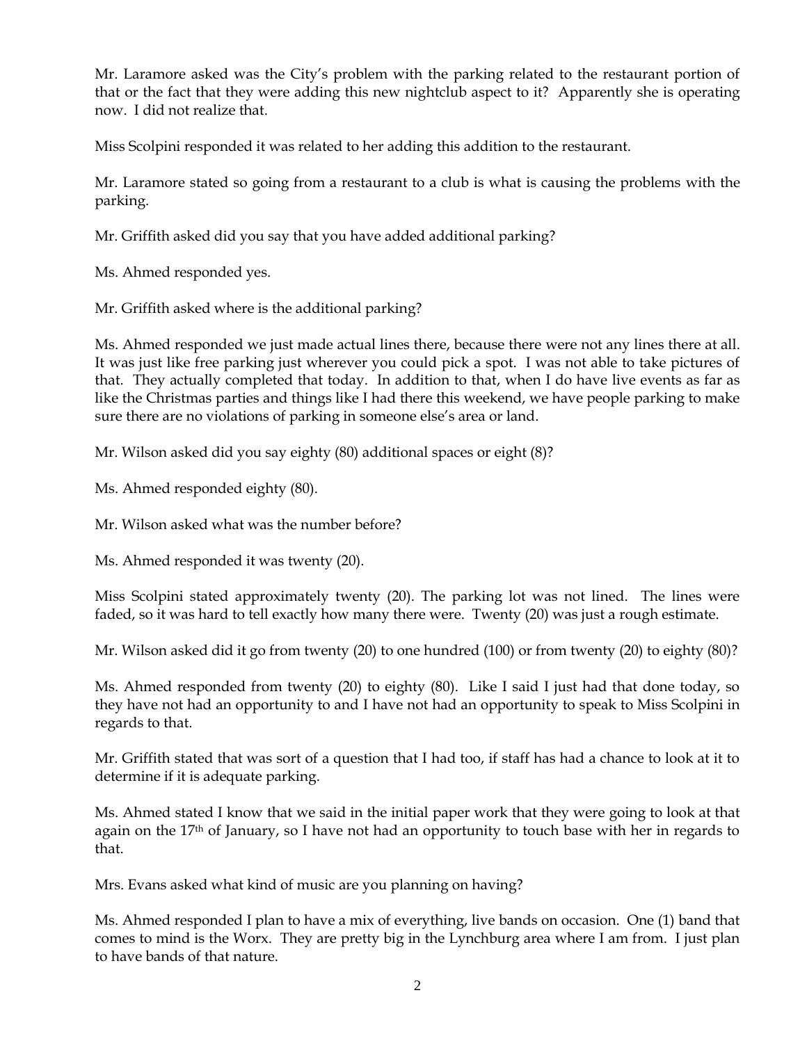Mr. Laramore asked was the City's problem with the parking related to the restaurant portion of that or the fact that they were adding this new nightclub aspect to it? Apparently she is operating now. I did not realize that.

Miss Scolpini responded it was related to her adding this addition to the restaurant.

Mr. Laramore stated so going from a restaurant to a club is what is causing the problems with the parking.

Mr. Griffith asked did you say that you have added additional parking?

Ms. Ahmed responded yes.

Mr. Griffith asked where is the additional parking?

Ms. Ahmed responded we just made actual lines there, because there were not any lines there at all. It was just like free parking just wherever you could pick a spot. I was not able to take pictures of that. They actually completed that today. In addition to that, when I do have live events as far as like the Christmas parties and things like I had there this weekend, we have people parking to make sure there are no violations of parking in someone else's area or land.

Mr. Wilson asked did you say eighty (80) additional spaces or eight (8)?

Ms. Ahmed responded eighty (80).

Mr. Wilson asked what was the number before?

Ms. Ahmed responded it was twenty (20).

Miss Scolpini stated approximately twenty (20). The parking lot was not lined. The lines were faded, so it was hard to tell exactly how many there were. Twenty (20) was just a rough estimate.

Mr. Wilson asked did it go from twenty (20) to one hundred (100) or from twenty (20) to eighty (80)?

Ms. Ahmed responded from twenty (20) to eighty (80). Like I said I just had that done today, so they have not had an opportunity to and I have not had an opportunity to speak to Miss Scolpini in regards to that.

Mr. Griffith stated that was sort of a question that I had too, if staff has had a chance to look at it to determine if it is adequate parking.

Ms. Ahmed stated I know that we said in the initial paper work that they were going to look at that again on the 17th of January, so I have not had an opportunity to touch base with her in regards to that.

Mrs. Evans asked what kind of music are you planning on having?

Ms. Ahmed responded I plan to have a mix of everything, live bands on occasion. One (1) band that comes to mind is the Worx. They are pretty big in the Lynchburg area where I am from. I just plan to have bands of that nature.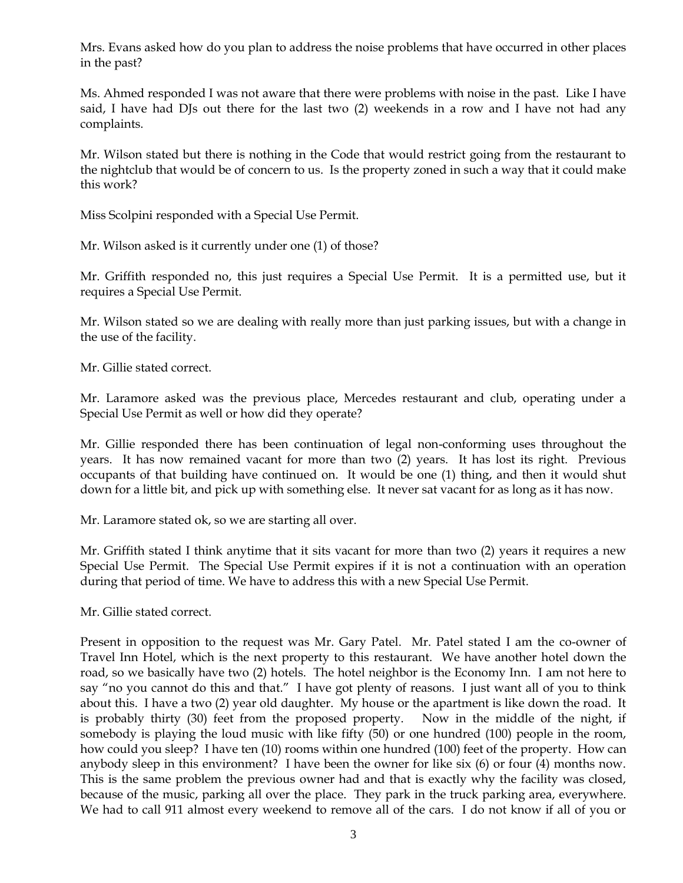Mrs. Evans asked how do you plan to address the noise problems that have occurred in other places in the past?

Ms. Ahmed responded I was not aware that there were problems with noise in the past. Like I have said, I have had DJs out there for the last two (2) weekends in a row and I have not had any complaints.

Mr. Wilson stated but there is nothing in the Code that would restrict going from the restaurant to the nightclub that would be of concern to us. Is the property zoned in such a way that it could make this work?

Miss Scolpini responded with a Special Use Permit.

Mr. Wilson asked is it currently under one (1) of those?

Mr. Griffith responded no, this just requires a Special Use Permit. It is a permitted use, but it requires a Special Use Permit.

Mr. Wilson stated so we are dealing with really more than just parking issues, but with a change in the use of the facility.

Mr. Gillie stated correct.

Mr. Laramore asked was the previous place, Mercedes restaurant and club, operating under a Special Use Permit as well or how did they operate?

Mr. Gillie responded there has been continuation of legal non-conforming uses throughout the years. It has now remained vacant for more than two (2) years. It has lost its right. Previous occupants of that building have continued on. It would be one (1) thing, and then it would shut down for a little bit, and pick up with something else. It never sat vacant for as long as it has now.

Mr. Laramore stated ok, so we are starting all over.

Mr. Griffith stated I think anytime that it sits vacant for more than two (2) years it requires a new Special Use Permit. The Special Use Permit expires if it is not a continuation with an operation during that period of time. We have to address this with a new Special Use Permit.

Mr. Gillie stated correct.

Present in opposition to the request was Mr. Gary Patel. Mr. Patel stated I am the co-owner of Travel Inn Hotel, which is the next property to this restaurant. We have another hotel down the road, so we basically have two (2) hotels. The hotel neighbor is the Economy Inn. I am not here to say "no you cannot do this and that." I have got plenty of reasons. I just want all of you to think about this. I have a two (2) year old daughter. My house or the apartment is like down the road. It is probably thirty (30) feet from the proposed property. Now in the middle of the night, if somebody is playing the loud music with like fifty (50) or one hundred (100) people in the room, how could you sleep? I have ten (10) rooms within one hundred (100) feet of the property. How can anybody sleep in this environment? I have been the owner for like six (6) or four (4) months now. This is the same problem the previous owner had and that is exactly why the facility was closed, because of the music, parking all over the place. They park in the truck parking area, everywhere. We had to call 911 almost every weekend to remove all of the cars. I do not know if all of you or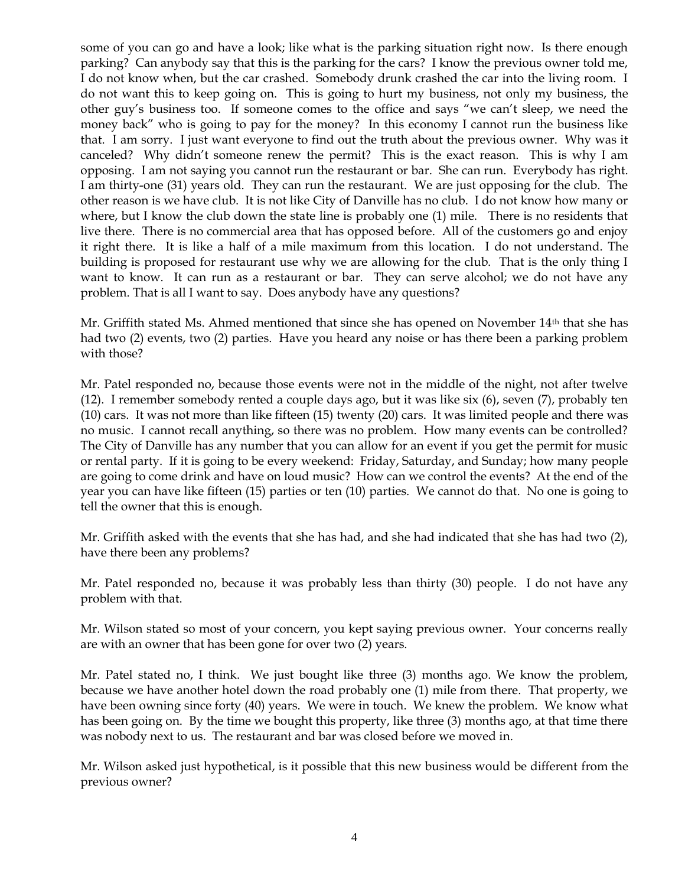some of you can go and have a look; like what is the parking situation right now. Is there enough parking? Can anybody say that this is the parking for the cars? I know the previous owner told me, I do not know when, but the car crashed. Somebody drunk crashed the car into the living room. I do not want this to keep going on. This is going to hurt my business, not only my business, the other guy's business too. If someone comes to the office and says "we can't sleep, we need the money back" who is going to pay for the money? In this economy I cannot run the business like that. I am sorry. I just want everyone to find out the truth about the previous owner. Why was it canceled? Why didn't someone renew the permit? This is the exact reason. This is why I am opposing. I am not saying you cannot run the restaurant or bar. She can run. Everybody has right. I am thirty-one (31) years old. They can run the restaurant. We are just opposing for the club. The other reason is we have club. It is not like City of Danville has no club. I do not know how many or where, but I know the club down the state line is probably one (1) mile. There is no residents that live there. There is no commercial area that has opposed before. All of the customers go and enjoy it right there. It is like a half of a mile maximum from this location. I do not understand. The building is proposed for restaurant use why we are allowing for the club. That is the only thing I want to know. It can run as a restaurant or bar. They can serve alcohol; we do not have any problem. That is all I want to say. Does anybody have any questions?

Mr. Griffith stated Ms. Ahmed mentioned that since she has opened on November 14th that she has had two (2) events, two (2) parties. Have you heard any noise or has there been a parking problem with those?

Mr. Patel responded no, because those events were not in the middle of the night, not after twelve (12). I remember somebody rented a couple days ago, but it was like six (6), seven (7), probably ten (10) cars. It was not more than like fifteen (15) twenty (20) cars. It was limited people and there was no music. I cannot recall anything, so there was no problem. How many events can be controlled? The City of Danville has any number that you can allow for an event if you get the permit for music or rental party. If it is going to be every weekend: Friday, Saturday, and Sunday; how many people are going to come drink and have on loud music? How can we control the events? At the end of the year you can have like fifteen (15) parties or ten (10) parties. We cannot do that. No one is going to tell the owner that this is enough.

Mr. Griffith asked with the events that she has had, and she had indicated that she has had two (2), have there been any problems?

Mr. Patel responded no, because it was probably less than thirty (30) people. I do not have any problem with that.

Mr. Wilson stated so most of your concern, you kept saying previous owner. Your concerns really are with an owner that has been gone for over two (2) years.

Mr. Patel stated no, I think. We just bought like three (3) months ago. We know the problem, because we have another hotel down the road probably one (1) mile from there. That property, we have been owning since forty (40) years. We were in touch. We knew the problem. We know what has been going on. By the time we bought this property, like three (3) months ago, at that time there was nobody next to us. The restaurant and bar was closed before we moved in.

Mr. Wilson asked just hypothetical, is it possible that this new business would be different from the previous owner?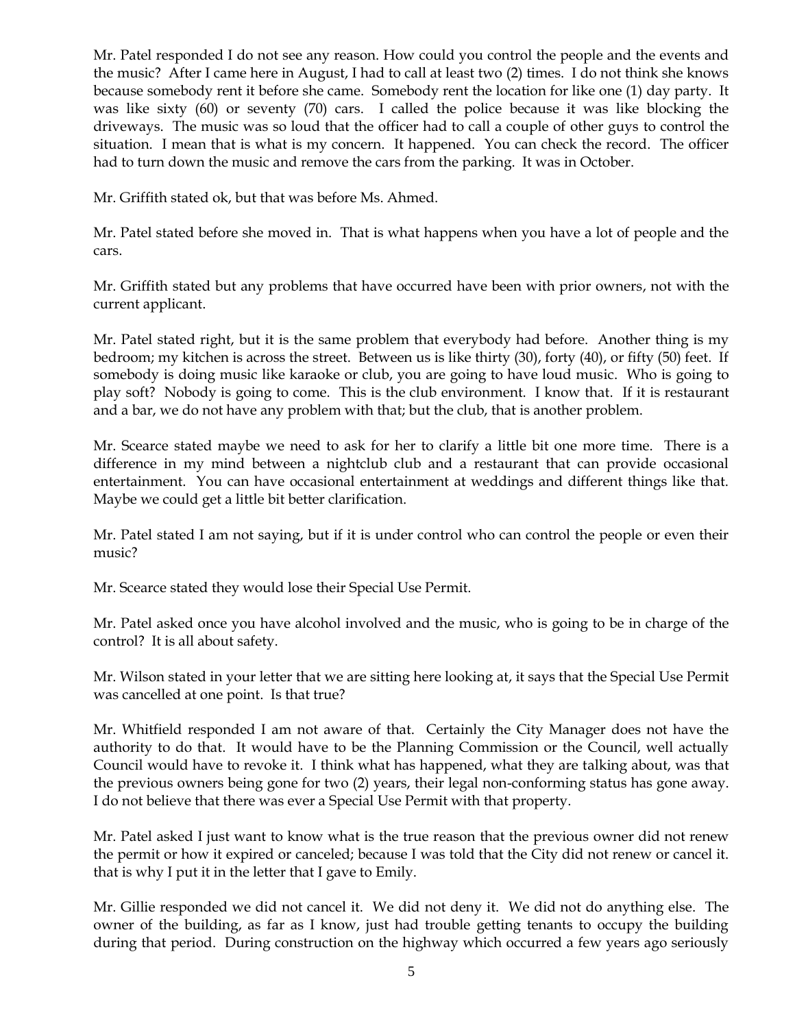Mr. Patel responded I do not see any reason. How could you control the people and the events and the music? After I came here in August, I had to call at least two (2) times. I do not think she knows because somebody rent it before she came. Somebody rent the location for like one (1) day party. It was like sixty (60) or seventy (70) cars. I called the police because it was like blocking the driveways. The music was so loud that the officer had to call a couple of other guys to control the situation. I mean that is what is my concern. It happened. You can check the record. The officer had to turn down the music and remove the cars from the parking. It was in October.

Mr. Griffith stated ok, but that was before Ms. Ahmed.

Mr. Patel stated before she moved in. That is what happens when you have a lot of people and the cars.

Mr. Griffith stated but any problems that have occurred have been with prior owners, not with the current applicant.

Mr. Patel stated right, but it is the same problem that everybody had before. Another thing is my bedroom; my kitchen is across the street. Between us is like thirty (30), forty (40), or fifty (50) feet. If somebody is doing music like karaoke or club, you are going to have loud music. Who is going to play soft? Nobody is going to come. This is the club environment. I know that. If it is restaurant and a bar, we do not have any problem with that; but the club, that is another problem.

Mr. Scearce stated maybe we need to ask for her to clarify a little bit one more time. There is a difference in my mind between a nightclub club and a restaurant that can provide occasional entertainment. You can have occasional entertainment at weddings and different things like that. Maybe we could get a little bit better clarification.

Mr. Patel stated I am not saying, but if it is under control who can control the people or even their music?

Mr. Scearce stated they would lose their Special Use Permit.

Mr. Patel asked once you have alcohol involved and the music, who is going to be in charge of the control? It is all about safety.

Mr. Wilson stated in your letter that we are sitting here looking at, it says that the Special Use Permit was cancelled at one point. Is that true?

Mr. Whitfield responded I am not aware of that. Certainly the City Manager does not have the authority to do that. It would have to be the Planning Commission or the Council, well actually Council would have to revoke it. I think what has happened, what they are talking about, was that the previous owners being gone for two (2) years, their legal non-conforming status has gone away. I do not believe that there was ever a Special Use Permit with that property.

Mr. Patel asked I just want to know what is the true reason that the previous owner did not renew the permit or how it expired or canceled; because I was told that the City did not renew or cancel it. that is why I put it in the letter that I gave to Emily.

Mr. Gillie responded we did not cancel it. We did not deny it. We did not do anything else. The owner of the building, as far as I know, just had trouble getting tenants to occupy the building during that period. During construction on the highway which occurred a few years ago seriously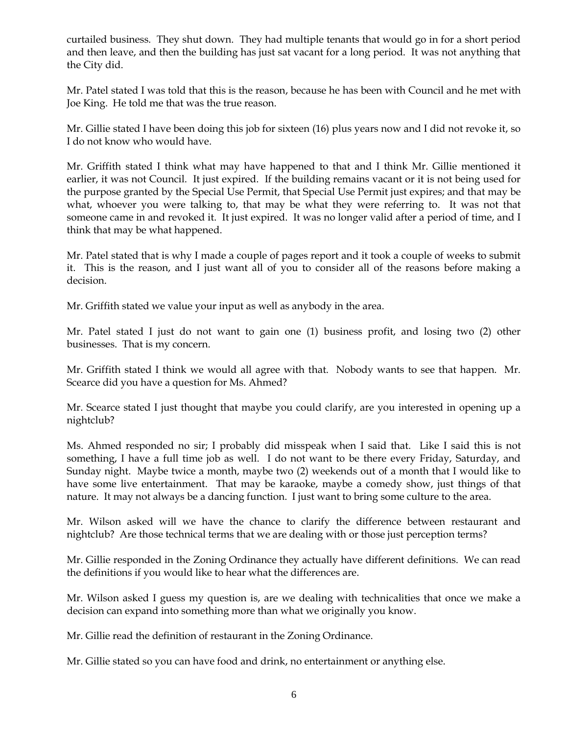curtailed business. They shut down. They had multiple tenants that would go in for a short period and then leave, and then the building has just sat vacant for a long period. It was not anything that the City did.

Mr. Patel stated I was told that this is the reason, because he has been with Council and he met with Joe King. He told me that was the true reason.

Mr. Gillie stated I have been doing this job for sixteen (16) plus years now and I did not revoke it, so I do not know who would have.

Mr. Griffith stated I think what may have happened to that and I think Mr. Gillie mentioned it earlier, it was not Council. It just expired. If the building remains vacant or it is not being used for the purpose granted by the Special Use Permit, that Special Use Permit just expires; and that may be what, whoever you were talking to, that may be what they were referring to. It was not that someone came in and revoked it. It just expired. It was no longer valid after a period of time, and I think that may be what happened.

Mr. Patel stated that is why I made a couple of pages report and it took a couple of weeks to submit it. This is the reason, and I just want all of you to consider all of the reasons before making a decision.

Mr. Griffith stated we value your input as well as anybody in the area.

Mr. Patel stated I just do not want to gain one (1) business profit, and losing two (2) other businesses. That is my concern.

Mr. Griffith stated I think we would all agree with that. Nobody wants to see that happen. Mr. Scearce did you have a question for Ms. Ahmed?

Mr. Scearce stated I just thought that maybe you could clarify, are you interested in opening up a nightclub?

Ms. Ahmed responded no sir; I probably did misspeak when I said that. Like I said this is not something, I have a full time job as well. I do not want to be there every Friday, Saturday, and Sunday night. Maybe twice a month, maybe two (2) weekends out of a month that I would like to have some live entertainment. That may be karaoke, maybe a comedy show, just things of that nature. It may not always be a dancing function. I just want to bring some culture to the area.

Mr. Wilson asked will we have the chance to clarify the difference between restaurant and nightclub? Are those technical terms that we are dealing with or those just perception terms?

Mr. Gillie responded in the Zoning Ordinance they actually have different definitions. We can read the definitions if you would like to hear what the differences are.

Mr. Wilson asked I guess my question is, are we dealing with technicalities that once we make a decision can expand into something more than what we originally you know.

Mr. Gillie read the definition of restaurant in the Zoning Ordinance.

Mr. Gillie stated so you can have food and drink, no entertainment or anything else.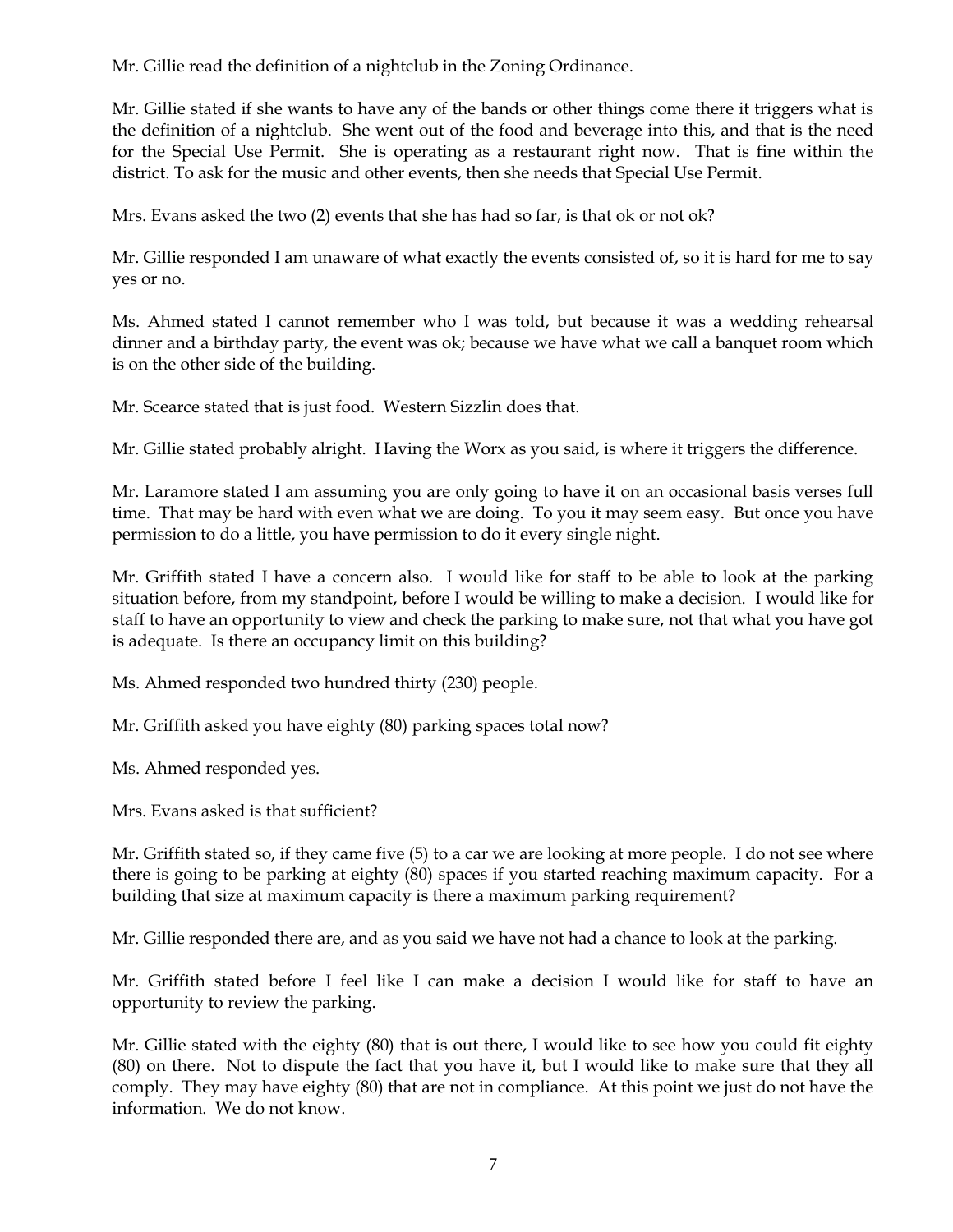Mr. Gillie read the definition of a nightclub in the Zoning Ordinance.

Mr. Gillie stated if she wants to have any of the bands or other things come there it triggers what is the definition of a nightclub. She went out of the food and beverage into this, and that is the need for the Special Use Permit. She is operating as a restaurant right now. That is fine within the district. To ask for the music and other events, then she needs that Special Use Permit.

Mrs. Evans asked the two (2) events that she has had so far, is that ok or not ok?

Mr. Gillie responded I am unaware of what exactly the events consisted of, so it is hard for me to say yes or no.

Ms. Ahmed stated I cannot remember who I was told, but because it was a wedding rehearsal dinner and a birthday party, the event was ok; because we have what we call a banquet room which is on the other side of the building.

Mr. Scearce stated that is just food. Western Sizzlin does that.

Mr. Gillie stated probably alright. Having the Worx as you said, is where it triggers the difference.

Mr. Laramore stated I am assuming you are only going to have it on an occasional basis verses full time. That may be hard with even what we are doing. To you it may seem easy. But once you have permission to do a little, you have permission to do it every single night.

Mr. Griffith stated I have a concern also. I would like for staff to be able to look at the parking situation before, from my standpoint, before I would be willing to make a decision. I would like for staff to have an opportunity to view and check the parking to make sure, not that what you have got is adequate. Is there an occupancy limit on this building?

Ms. Ahmed responded two hundred thirty (230) people.

Mr. Griffith asked you have eighty (80) parking spaces total now?

Ms. Ahmed responded yes.

Mrs. Evans asked is that sufficient?

Mr. Griffith stated so, if they came five (5) to a car we are looking at more people. I do not see where there is going to be parking at eighty (80) spaces if you started reaching maximum capacity. For a building that size at maximum capacity is there a maximum parking requirement?

Mr. Gillie responded there are, and as you said we have not had a chance to look at the parking.

Mr. Griffith stated before I feel like I can make a decision I would like for staff to have an opportunity to review the parking.

Mr. Gillie stated with the eighty (80) that is out there, I would like to see how you could fit eighty (80) on there. Not to dispute the fact that you have it, but I would like to make sure that they all comply. They may have eighty (80) that are not in compliance. At this point we just do not have the information. We do not know.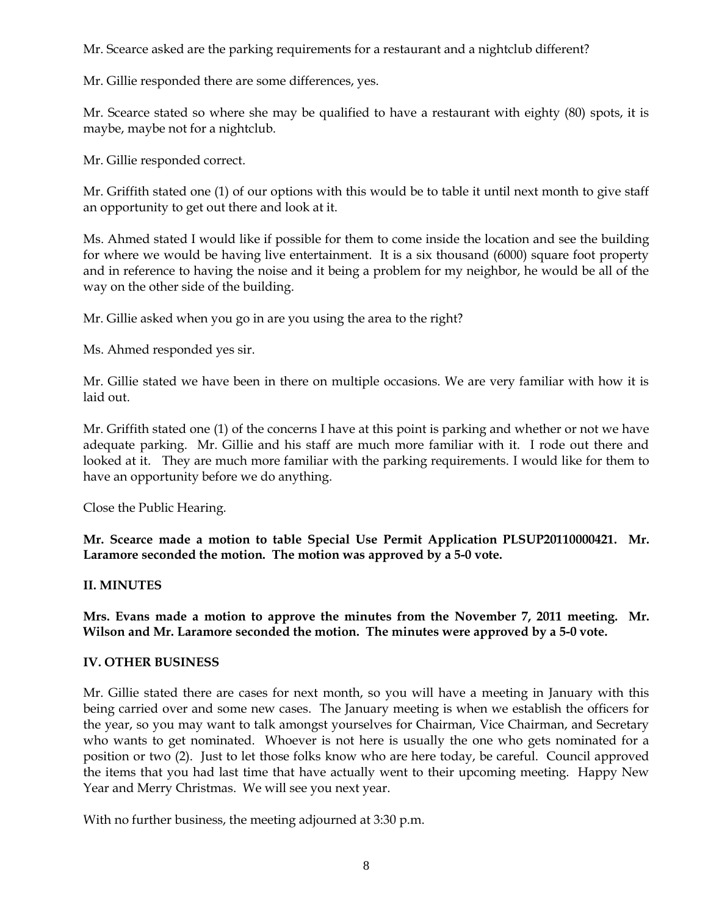Mr. Scearce asked are the parking requirements for a restaurant and a nightclub different?

Mr. Gillie responded there are some differences, yes.

Mr. Scearce stated so where she may be qualified to have a restaurant with eighty (80) spots, it is maybe, maybe not for a nightclub.

Mr. Gillie responded correct.

Mr. Griffith stated one (1) of our options with this would be to table it until next month to give staff an opportunity to get out there and look at it.

Ms. Ahmed stated I would like if possible for them to come inside the location and see the building for where we would be having live entertainment. It is a six thousand (6000) square foot property and in reference to having the noise and it being a problem for my neighbor, he would be all of the way on the other side of the building.

Mr. Gillie asked when you go in are you using the area to the right?

Ms. Ahmed responded yes sir.

Mr. Gillie stated we have been in there on multiple occasions. We are very familiar with how it is laid out.

Mr. Griffith stated one (1) of the concerns I have at this point is parking and whether or not we have adequate parking. Mr. Gillie and his staff are much more familiar with it. I rode out there and looked at it. They are much more familiar with the parking requirements. I would like for them to have an opportunity before we do anything.

Close the Public Hearing.

**Mr. Scearce made a motion to table Special Use Permit Application PLSUP20110000421. Mr. Laramore seconded the motion. The motion was approved by a 5-0 vote.**

**II. MINUTES**

**Mrs. Evans made a motion to approve the minutes from the November 7, 2011 meeting. Mr. Wilson and Mr. Laramore seconded the motion. The minutes were approved by a 5-0 vote.**

**IV. OTHER BUSINESS**

Mr. Gillie stated there are cases for next month, so you will have a meeting in January with this being carried over and some new cases. The January meeting is when we establish the officers for the year, so you may want to talk amongst yourselves for Chairman, Vice Chairman, and Secretary who wants to get nominated. Whoever is not here is usually the one who gets nominated for a position or two (2). Just to let those folks know who are here today, be careful. Council approved the items that you had last time that have actually went to their upcoming meeting. Happy New Year and Merry Christmas. We will see you next year.

With no further business, the meeting adjourned at 3:30 p.m.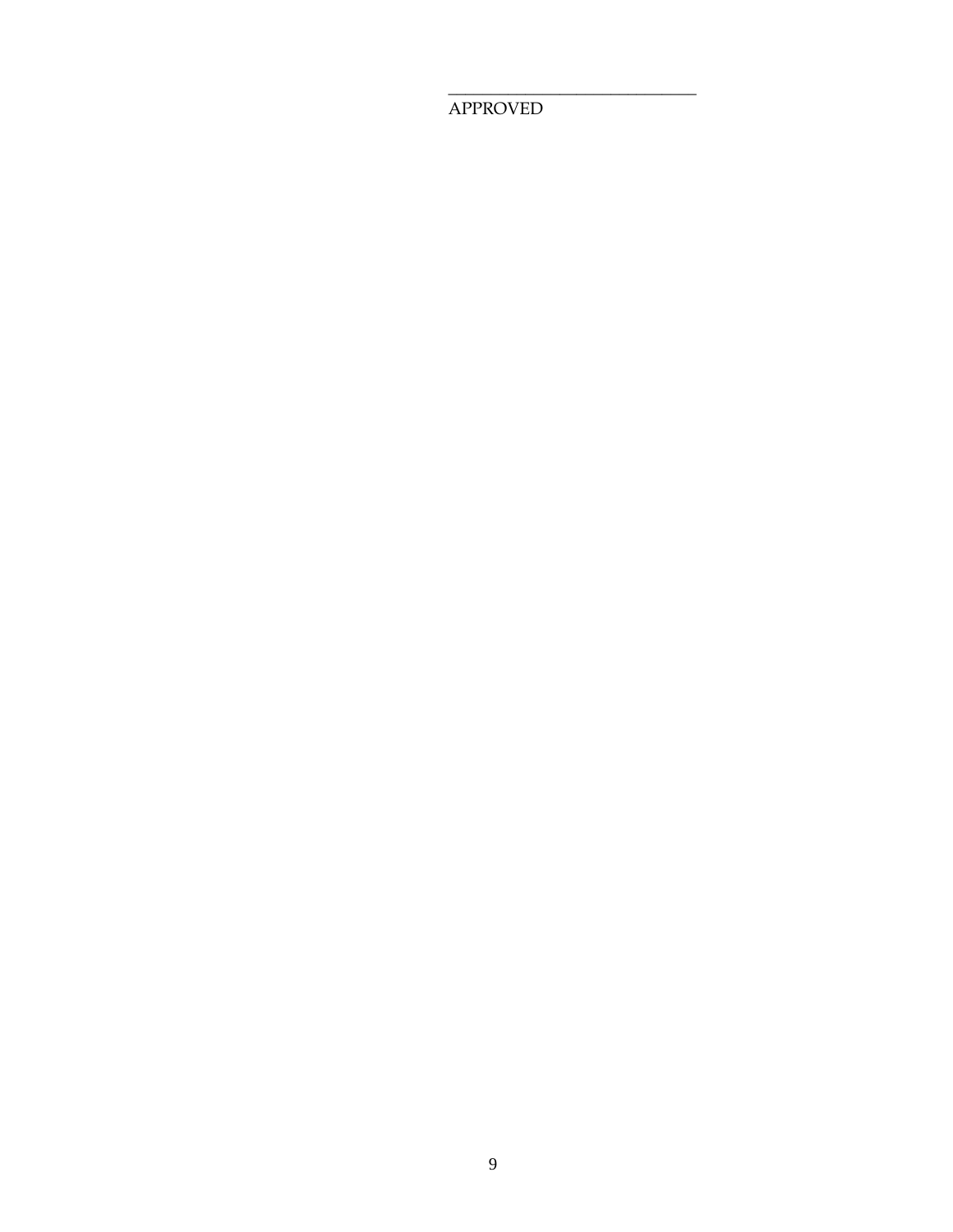_____________________________
APPROVED